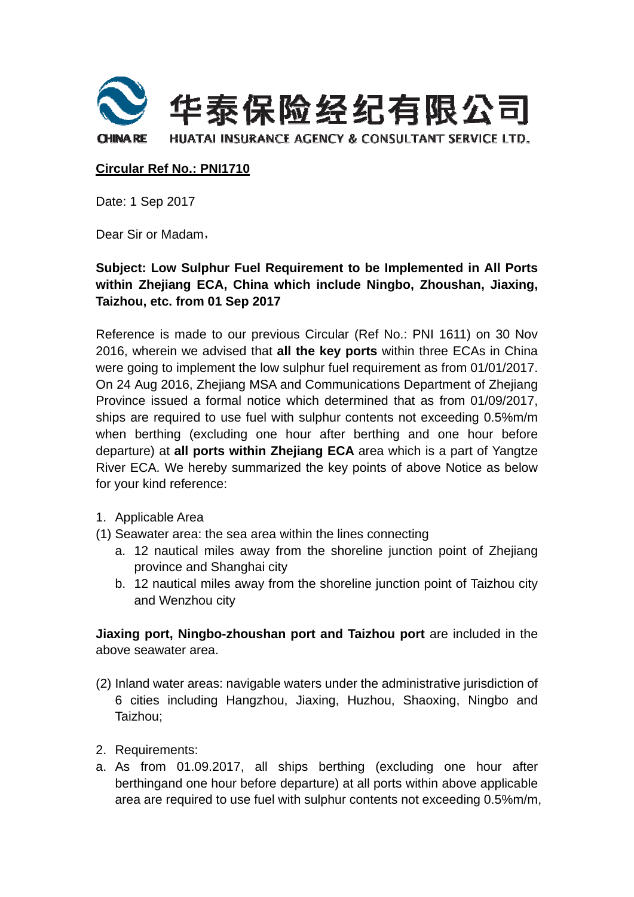华泰保险经纪有限公司

CHINA RE HUATAI INSURANCE AGENCY & CONSULTANT SERVICE LTD.

**Circular Ref No.: PNI1710**

Date: 1 Sep 2017

Dear Sir or Madam，

**Subject: Low Sulphur Fuel Requirement to be Implemented in All Ports within Zhejiang ECA, China which include Ningbo, Zhoushan, Jiaxing, Taizhou, etc. from 01 Sep 2017**

Reference is made to our previous Circular (Ref No.: PNI 1611) on 30 Nov 2016, wherein we advised that **all the key ports** within three ECAs in China were going to implement the low sulphur fuel requirement as from 01/01/2017. On 24 Aug 2016, Zhejiang MSA and Communications Department of Zhejiang Province issued a formal notice which determined that as from 01/09/2017, ships are required to use fuel with sulphur contents not exceeding 0.5%m/m when berthing (excluding one hour after berthing and one hour before departure) at **all ports within Zhejiang ECA** area which is a part of Yangtze River ECA. We hereby summarized the key points of above Notice as below for your kind reference:

1. Applicable Area

(1) Seawater area: the sea area within the lines connecting

   a. 12 nautical miles away from the shoreline junction point of Zhejiang province and Shanghai city

   b. 12 nautical miles away from the shoreline junction point of Taizhou city and Wenzhou city

**Jiaxing port, Ningbo-zhoushan port and Taizhou port** are included in the above seawater area.

(2) Inland water areas: navigable waters under the administrative jurisdiction of 6 cities including Hangzhou, Jiaxing, Huzhou, Shaoxing, Ningbo and Taizhou;

2. Requirements:

a. As from 01.09.2017, all ships berthing (excluding one hour after berthingand one hour before departure) at all ports within above applicable area are required to use fuel with sulphur contents not exceeding 0.5%m/m,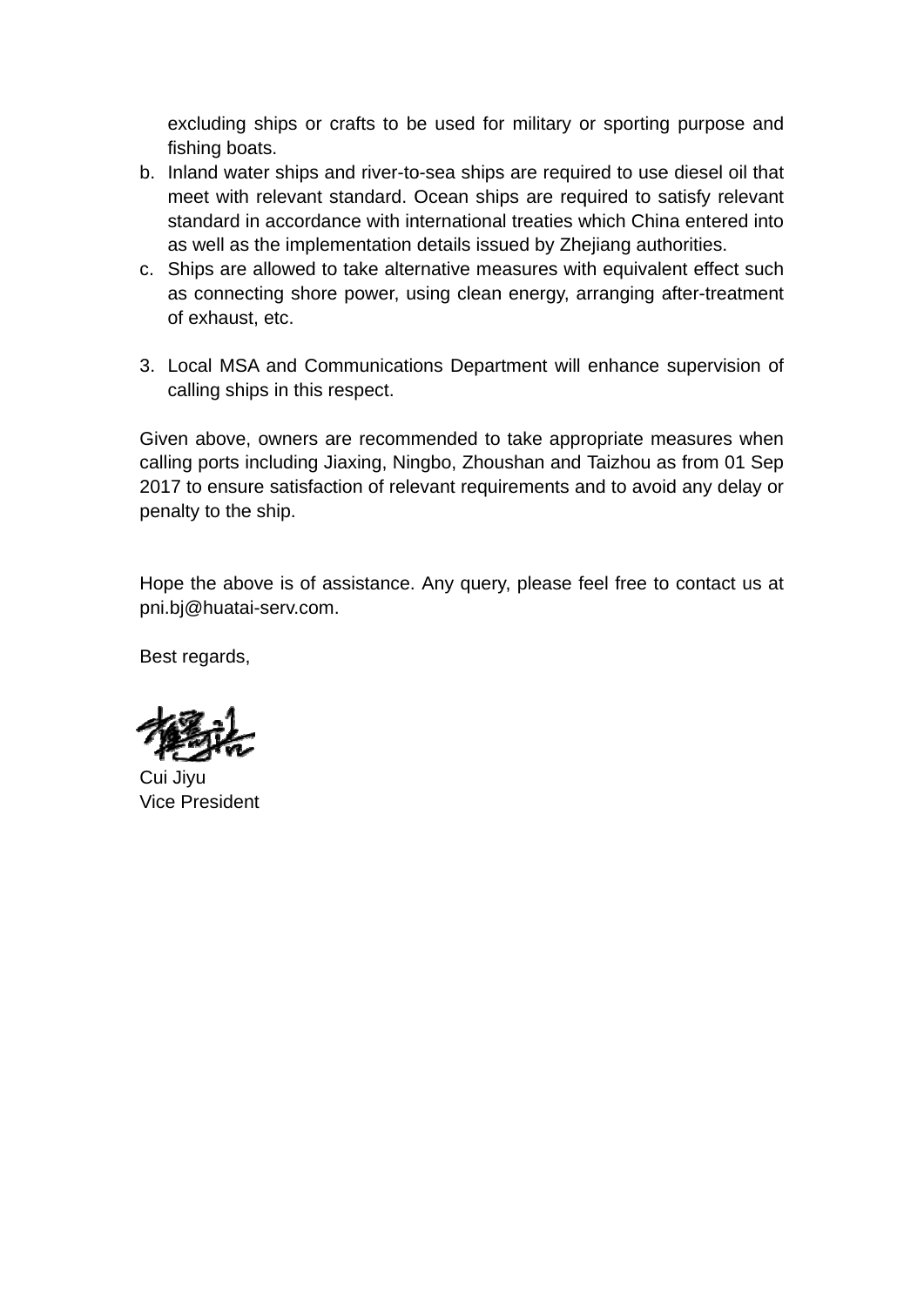excluding ships or crafts to be used for military or sporting purpose and fishing boats.

b. Inland water ships and river-to-sea ships are required to use diesel oil that meet with relevant standard. Ocean ships are required to satisfy relevant standard in accordance with international treaties which China entered into as well as the implementation details issued by Zhejiang authorities.
c. Ships are allowed to take alternative measures with equivalent effect such as connecting shore power, using clean energy, arranging after-treatment of exhaust, etc.

3. Local MSA and Communications Department will enhance supervision of calling ships in this respect.

Given above, owners are recommended to take appropriate measures when calling ports including Jiaxing, Ningbo, Zhoushan and Taizhou as from 01 Sep 2017 to ensure satisfaction of relevant requirements and to avoid any delay or penalty to the ship.

Hope the above is of assistance. Any query, please feel free to contact us at pni.bj@huatai-serv.com.

Best regards,

Cui Jiyu
Vice President